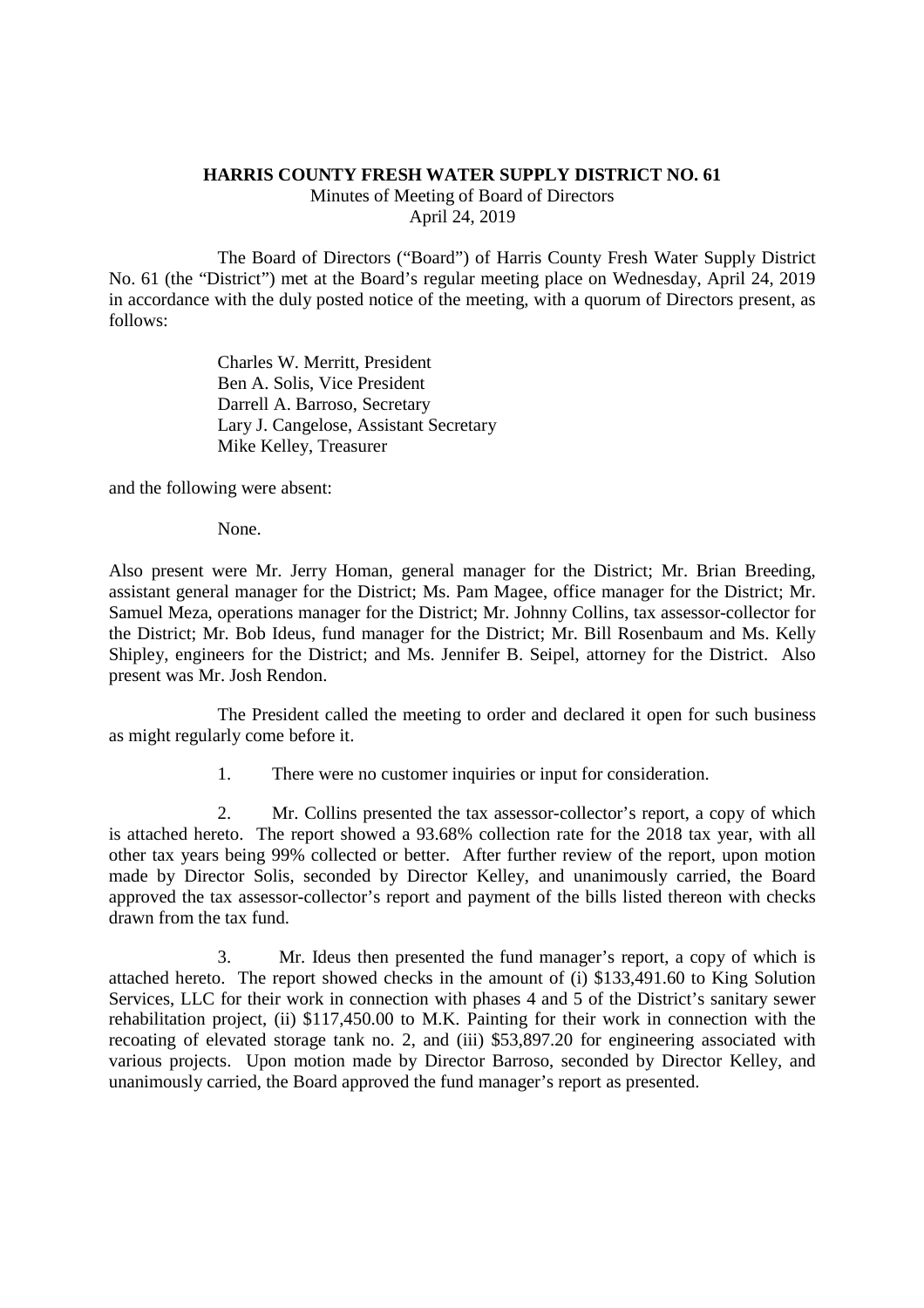**HARRIS COUNTY FRESH WATER SUPPLY DISTRICT NO. 61**

Minutes of Meeting of Board of Directors

April 24, 2019

The Board of Directors ("Board") of Harris County Fresh Water Supply District No. 61 (the "District") met at the Board's regular meeting place on Wednesday, April 24, 2019 in accordance with the duly posted notice of the meeting, with a quorum of Directors present, as follows:

Charles W. Merritt, President
Ben A. Solis, Vice President
Darrell A. Barroso, Secretary
Lary J. Cangelose, Assistant Secretary
Mike Kelley, Treasurer

and the following were absent:

None.

Also present were Mr. Jerry Homan, general manager for the District; Mr. Brian Breeding, assistant general manager for the District; Ms. Pam Magee, office manager for the District; Mr. Samuel Meza, operations manager for the District; Mr. Johnny Collins, tax assessor-collector for the District; Mr. Bob Ideus, fund manager for the District; Mr. Bill Rosenbaum and Ms. Kelly Shipley, engineers for the District; and Ms. Jennifer B. Seipel, attorney for the District. Also present was Mr. Josh Rendon.

The President called the meeting to order and declared it open for such business as might regularly come before it.

1. There were no customer inquiries or input for consideration.

2. Mr. Collins presented the tax assessor-collector's report, a copy of which is attached hereto. The report showed a 93.68% collection rate for the 2018 tax year, with all other tax years being 99% collected or better. After further review of the report, upon motion made by Director Solis, seconded by Director Kelley, and unanimously carried, the Board approved the tax assessor-collector's report and payment of the bills listed thereon with checks drawn from the tax fund.

3. Mr. Ideus then presented the fund manager's report, a copy of which is attached hereto. The report showed checks in the amount of (i) $133,491.60 to King Solution Services, LLC for their work in connection with phases 4 and 5 of the District's sanitary sewer rehabilitation project, (ii) $117,450.00 to M.K. Painting for their work in connection with the recoating of elevated storage tank no. 2, and (iii) $53,897.20 for engineering associated with various projects. Upon motion made by Director Barroso, seconded by Director Kelley, and unanimously carried, the Board approved the fund manager's report as presented.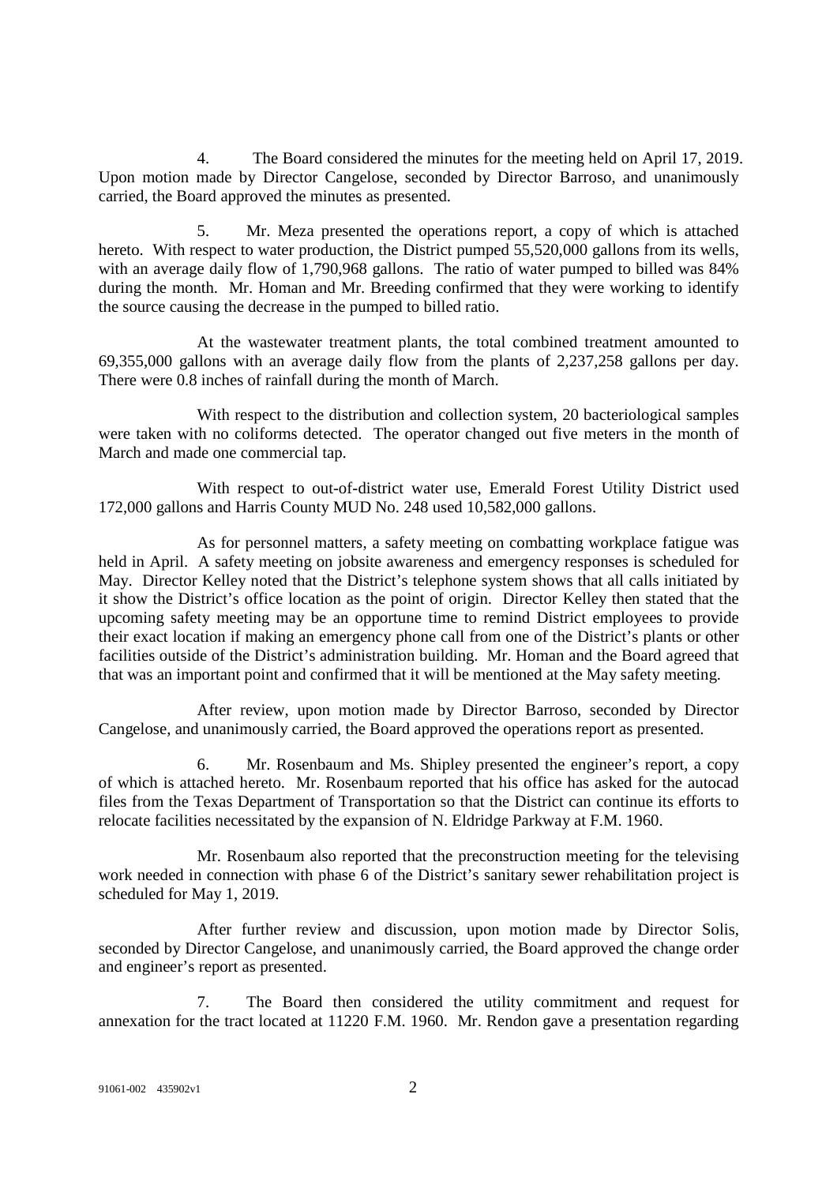4. The Board considered the minutes for the meeting held on April 17, 2019. Upon motion made by Director Cangelose, seconded by Director Barroso, and unanimously carried, the Board approved the minutes as presented.

5. Mr. Meza presented the operations report, a copy of which is attached hereto. With respect to water production, the District pumped 55,520,000 gallons from its wells, with an average daily flow of 1,790,968 gallons. The ratio of water pumped to billed was 84% during the month. Mr. Homan and Mr. Breeding confirmed that they were working to identify the source causing the decrease in the pumped to billed ratio.

At the wastewater treatment plants, the total combined treatment amounted to 69,355,000 gallons with an average daily flow from the plants of 2,237,258 gallons per day. There were 0.8 inches of rainfall during the month of March.

With respect to the distribution and collection system, 20 bacteriological samples were taken with no coliforms detected. The operator changed out five meters in the month of March and made one commercial tap.

With respect to out-of-district water use, Emerald Forest Utility District used 172,000 gallons and Harris County MUD No. 248 used 10,582,000 gallons.

As for personnel matters, a safety meeting on combatting workplace fatigue was held in April. A safety meeting on jobsite awareness and emergency responses is scheduled for May. Director Kelley noted that the District's telephone system shows that all calls initiated by it show the District's office location as the point of origin. Director Kelley then stated that the upcoming safety meeting may be an opportune time to remind District employees to provide their exact location if making an emergency phone call from one of the District's plants or other facilities outside of the District's administration building. Mr. Homan and the Board agreed that that was an important point and confirmed that it will be mentioned at the May safety meeting.

After review, upon motion made by Director Barroso, seconded by Director Cangelose, and unanimously carried, the Board approved the operations report as presented.

6. Mr. Rosenbaum and Ms. Shipley presented the engineer's report, a copy of which is attached hereto. Mr. Rosenbaum reported that his office has asked for the autocad files from the Texas Department of Transportation so that the District can continue its efforts to relocate facilities necessitated by the expansion of N. Eldridge Parkway at F.M. 1960.

Mr. Rosenbaum also reported that the preconstruction meeting for the televising work needed in connection with phase 6 of the District's sanitary sewer rehabilitation project is scheduled for May 1, 2019.

After further review and discussion, upon motion made by Director Solis, seconded by Director Cangelose, and unanimously carried, the Board approved the change order and engineer's report as presented.

7. The Board then considered the utility commitment and request for annexation for the tract located at 11220 F.M. 1960. Mr. Rendon gave a presentation regarding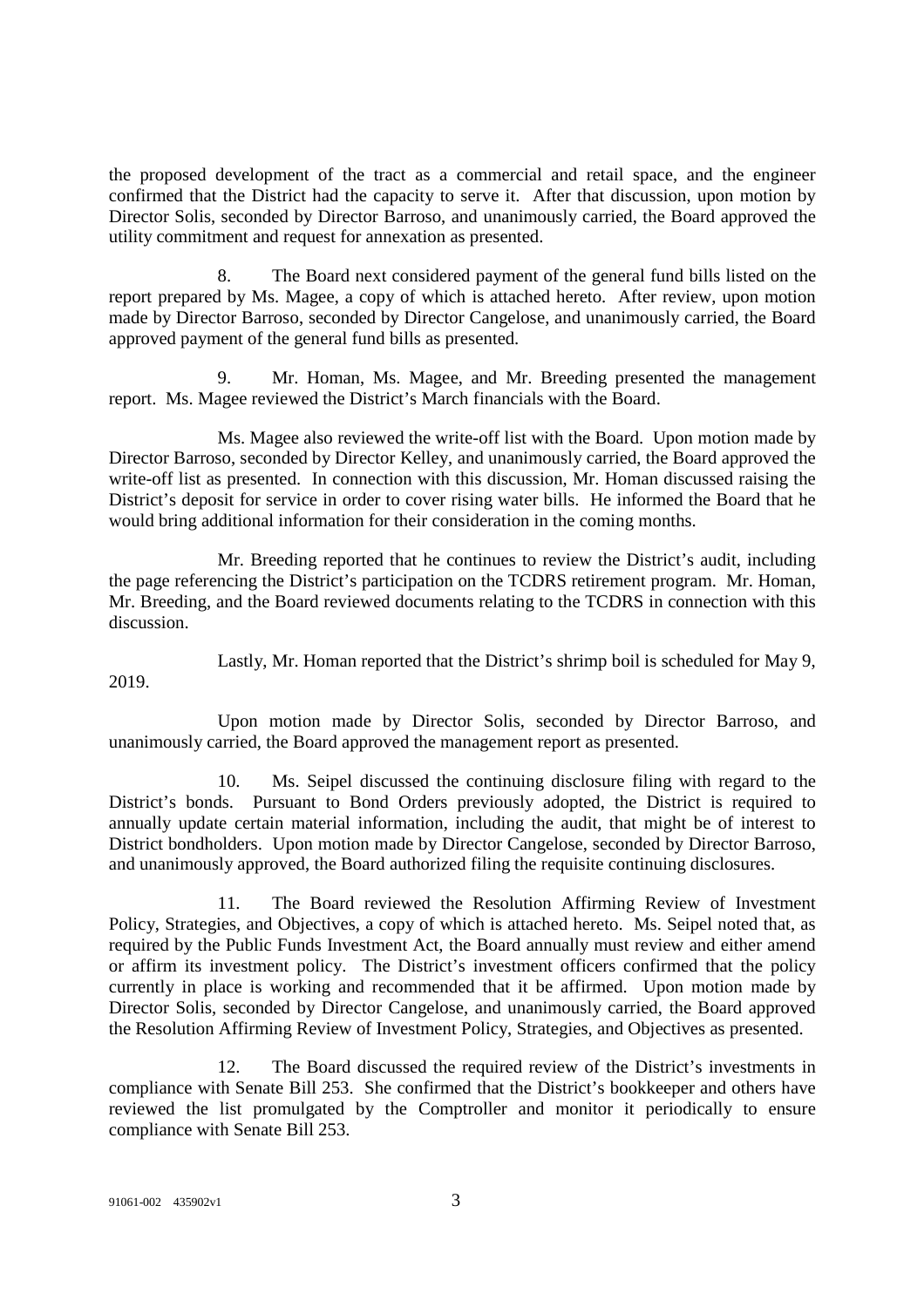the proposed development of the tract as a commercial and retail space, and the engineer confirmed that the District had the capacity to serve it. After that discussion, upon motion by Director Solis, seconded by Director Barroso, and unanimously carried, the Board approved the utility commitment and request for annexation as presented.

8. The Board next considered payment of the general fund bills listed on the report prepared by Ms. Magee, a copy of which is attached hereto. After review, upon motion made by Director Barroso, seconded by Director Cangelose, and unanimously carried, the Board approved payment of the general fund bills as presented.

9. Mr. Homan, Ms. Magee, and Mr. Breeding presented the management report. Ms. Magee reviewed the District's March financials with the Board.

Ms. Magee also reviewed the write-off list with the Board. Upon motion made by Director Barroso, seconded by Director Kelley, and unanimously carried, the Board approved the write-off list as presented. In connection with this discussion, Mr. Homan discussed raising the District's deposit for service in order to cover rising water bills. He informed the Board that he would bring additional information for their consideration in the coming months.

Mr. Breeding reported that he continues to review the District's audit, including the page referencing the District's participation on the TCDRS retirement program. Mr. Homan, Mr. Breeding, and the Board reviewed documents relating to the TCDRS in connection with this discussion.

Lastly, Mr. Homan reported that the District's shrimp boil is scheduled for May 9, 2019.

Upon motion made by Director Solis, seconded by Director Barroso, and unanimously carried, the Board approved the management report as presented.

10. Ms. Seipel discussed the continuing disclosure filing with regard to the District's bonds. Pursuant to Bond Orders previously adopted, the District is required to annually update certain material information, including the audit, that might be of interest to District bondholders. Upon motion made by Director Cangelose, seconded by Director Barroso, and unanimously approved, the Board authorized filing the requisite continuing disclosures.

11. The Board reviewed the Resolution Affirming Review of Investment Policy, Strategies, and Objectives, a copy of which is attached hereto. Ms. Seipel noted that, as required by the Public Funds Investment Act, the Board annually must review and either amend or affirm its investment policy. The District's investment officers confirmed that the policy currently in place is working and recommended that it be affirmed. Upon motion made by Director Solis, seconded by Director Cangelose, and unanimously carried, the Board approved the Resolution Affirming Review of Investment Policy, Strategies, and Objectives as presented.

12. The Board discussed the required review of the District's investments in compliance with Senate Bill 253. She confirmed that the District's bookkeeper and others have reviewed the list promulgated by the Comptroller and monitor it periodically to ensure compliance with Senate Bill 253.

91061-002 435902v1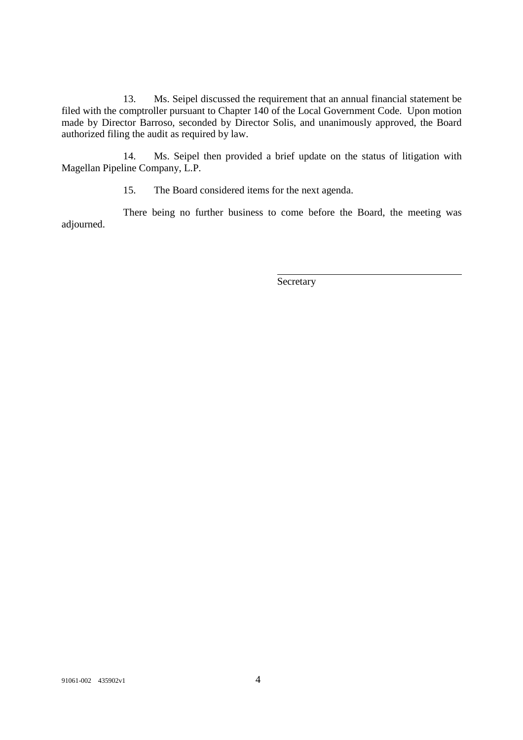13. Ms. Seipel discussed the requirement that an annual financial statement be filed with the comptroller pursuant to Chapter 140 of the Local Government Code. Upon motion made by Director Barroso, seconded by Director Solis, and unanimously approved, the Board authorized filing the audit as required by law.

14. Ms. Seipel then provided a brief update on the status of litigation with Magellan Pipeline Company, L.P.

15. The Board considered items for the next agenda.

There being no further business to come before the Board, the meeting was adjourned.

\_\_\_\_\_\_\_\_\_\_\_\_\_\_\_\_\_\_\_\_\_\_\_\_\_\_\_\_\_\_\_\_\_\_\_\_

Secretary

91061-002 435902v1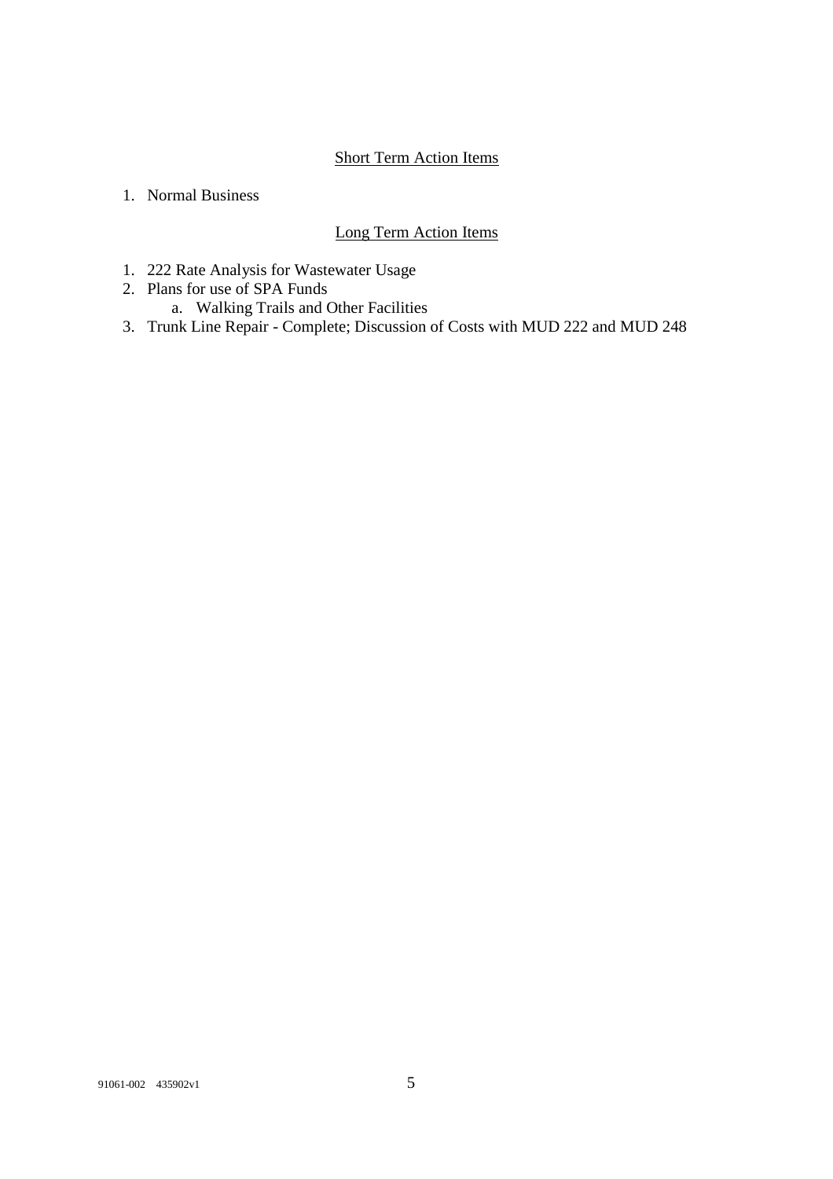<u>Short Term Action Items</u>

1. Normal Business

<u>Long Term Action Items</u>

1. 222 Rate Analysis for Wastewater Usage
2. Plans for use of SPA Funds
   a. Walking Trails and Other Facilities
3. Trunk Line Repair - Complete; Discussion of Costs with MUD 222 and MUD 248

91061-002 435902v1